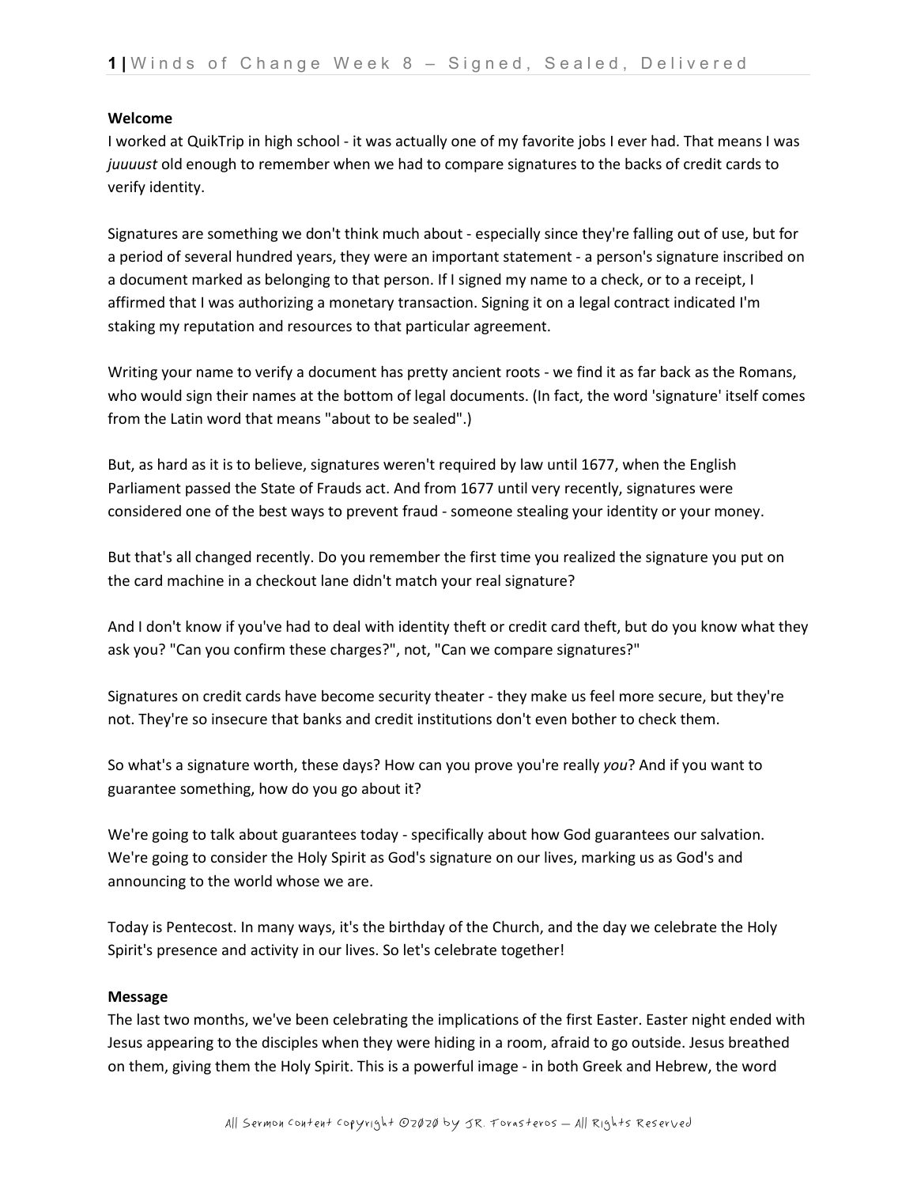**Welcome**

I worked at QuikTrip in high school - it was actually one of my favorite jobs I ever had. That means I was *juuuust* old enough to remember when we had to compare signatures to the backs of credit cards to verify identity.

Signatures are something we don't think much about - especially since they're falling out of use, but for a period of several hundred years, they were an important statement - a person's signature inscribed on a document marked as belonging to that person. If I signed my name to a check, or to a receipt, I affirmed that I was authorizing a monetary transaction. Signing it on a legal contract indicated I'm staking my reputation and resources to that particular agreement.

Writing your name to verify a document has pretty ancient roots - we find it as far back as the Romans, who would sign their names at the bottom of legal documents. (In fact, the word 'signature' itself comes from the Latin word that means "about to be sealed".)

But, as hard as it is to believe, signatures weren't required by law until 1677, when the English Parliament passed the State of Frauds act. And from 1677 until very recently, signatures were considered one of the best ways to prevent fraud - someone stealing your identity or your money.

But that's all changed recently. Do you remember the first time you realized the signature you put on the card machine in a checkout lane didn't match your real signature?

And I don't know if you've had to deal with identity theft or credit card theft, but do you know what they ask you? "Can you confirm these charges?", not, "Can we compare signatures?"

Signatures on credit cards have become security theater - they make us feel more secure, but they're not. They're so insecure that banks and credit institutions don't even bother to check them.

So what's a signature worth, these days? How can you prove you're really *you*? And if you want to guarantee something, how do you go about it?

We're going to talk about guarantees today - specifically about how God guarantees our salvation. We're going to consider the Holy Spirit as God's signature on our lives, marking us as God's and announcing to the world whose we are.

Today is Pentecost. In many ways, it's the birthday of the Church, and the day we celebrate the Holy Spirit's presence and activity in our lives. So let's celebrate together!

**Message**

The last two months, we've been celebrating the implications of the first Easter. Easter night ended with Jesus appearing to the disciples when they were hiding in a room, afraid to go outside. Jesus breathed on them, giving them the Holy Spirit. This is a powerful image - in both Greek and Hebrew, the word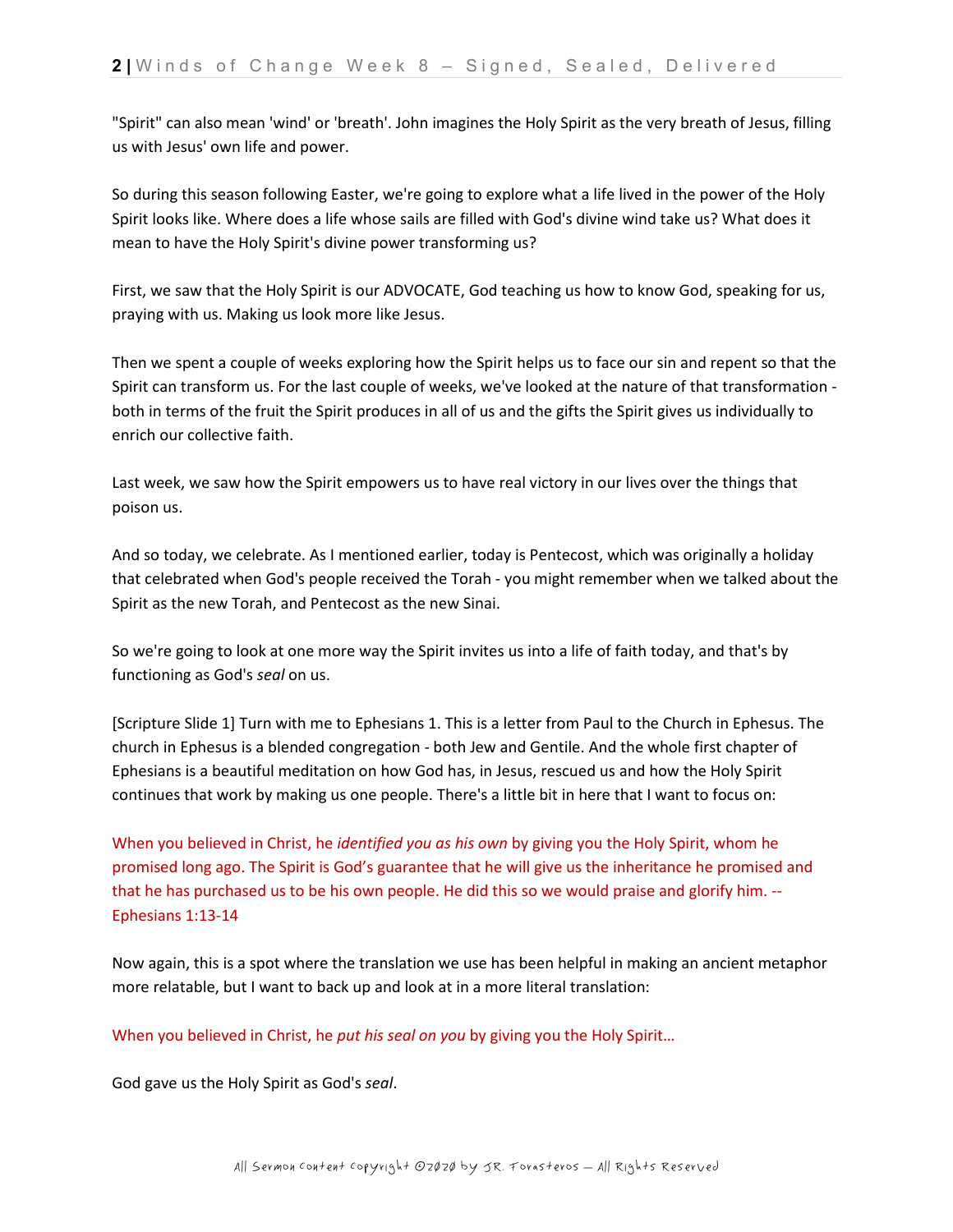"Spirit" can also mean 'wind' or 'breath'. John imagines the Holy Spirit as the very breath of Jesus, filling us with Jesus' own life and power.

So during this season following Easter, we're going to explore what a life lived in the power of the Holy Spirit looks like. Where does a life whose sails are filled with God's divine wind take us? What does it mean to have the Holy Spirit's divine power transforming us?

First, we saw that the Holy Spirit is our ADVOCATE, God teaching us how to know God, speaking for us, praying with us. Making us look more like Jesus.

Then we spent a couple of weeks exploring how the Spirit helps us to face our sin and repent so that the Spirit can transform us. For the last couple of weeks, we've looked at the nature of that transformation - both in terms of the fruit the Spirit produces in all of us and the gifts the Spirit gives us individually to enrich our collective faith.

Last week, we saw how the Spirit empowers us to have real victory in our lives over the things that poison us.

And so today, we celebrate. As I mentioned earlier, today is Pentecost, which was originally a holiday that celebrated when God's people received the Torah - you might remember when we talked about the Spirit as the new Torah, and Pentecost as the new Sinai.

So we're going to look at one more way the Spirit invites us into a life of faith today, and that's by functioning as God's *seal* on us.

[Scripture Slide 1] Turn with me to Ephesians 1. This is a letter from Paul to the Church in Ephesus. The church in Ephesus is a blended congregation - both Jew and Gentile. And the whole first chapter of Ephesians is a beautiful meditation on how God has, in Jesus, rescued us and how the Holy Spirit continues that work by making us one people. There's a little bit in here that I want to focus on:

When you believed in Christ, he *identified you as his own* by giving you the Holy Spirit, whom he promised long ago. The Spirit is God's guarantee that he will give us the inheritance he promised and that he has purchased us to be his own people. He did this so we would praise and glorify him. -- Ephesians 1:13-14

Now again, this is a spot where the translation we use has been helpful in making an ancient metaphor more relatable, but I want to back up and look at in a more literal translation:

When you believed in Christ, he *put his seal on you* by giving you the Holy Spirit…

God gave us the Holy Spirit as God's *seal*.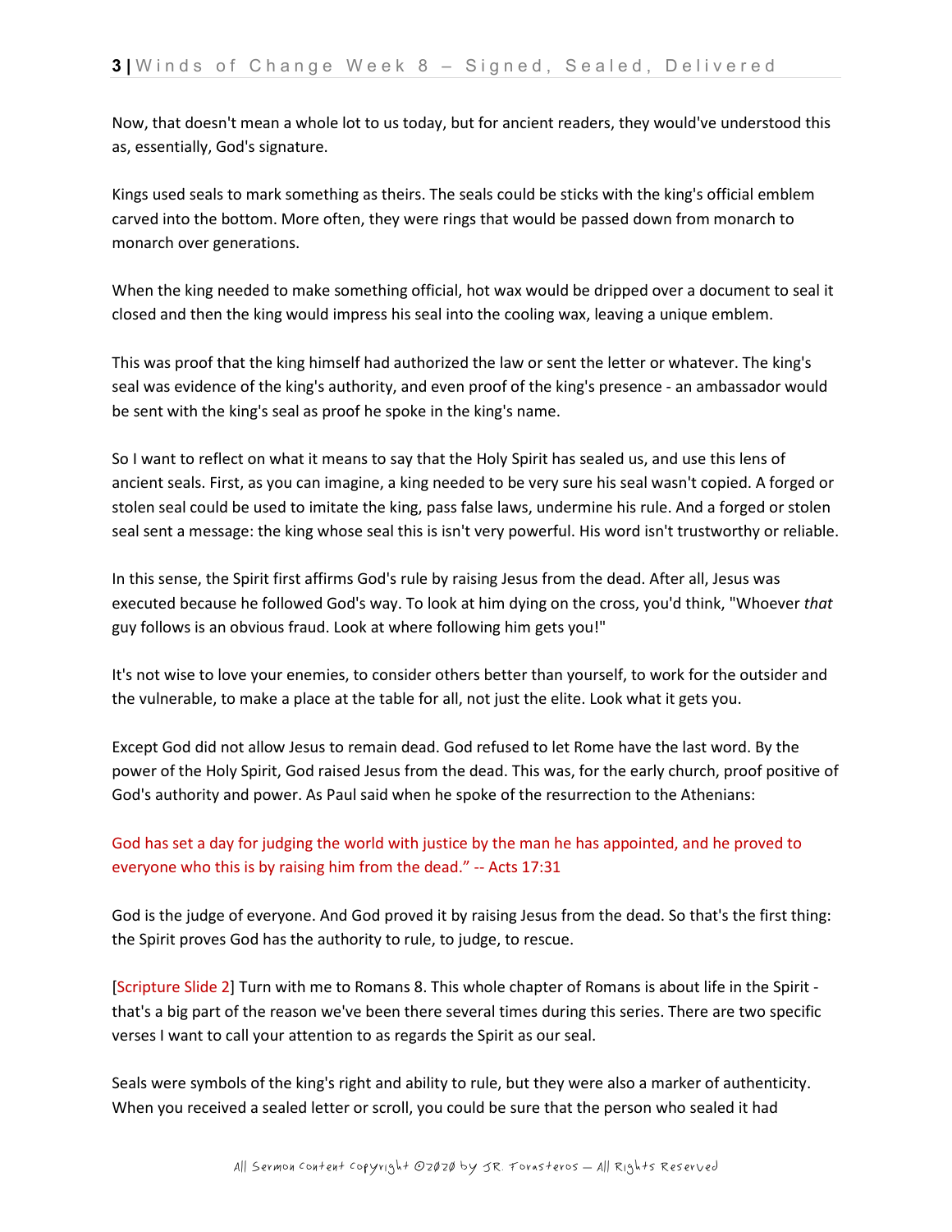Now, that doesn't mean a whole lot to us today, but for ancient readers, they would've understood this as, essentially, God's signature.

Kings used seals to mark something as theirs. The seals could be sticks with the king's official emblem carved into the bottom. More often, they were rings that would be passed down from monarch to monarch over generations.

When the king needed to make something official, hot wax would be dripped over a document to seal it closed and then the king would impress his seal into the cooling wax, leaving a unique emblem.

This was proof that the king himself had authorized the law or sent the letter or whatever. The king's seal was evidence of the king's authority, and even proof of the king's presence - an ambassador would be sent with the king's seal as proof he spoke in the king's name.

So I want to reflect on what it means to say that the Holy Spirit has sealed us, and use this lens of ancient seals. First, as you can imagine, a king needed to be very sure his seal wasn't copied. A forged or stolen seal could be used to imitate the king, pass false laws, undermine his rule. And a forged or stolen seal sent a message: the king whose seal this is isn't very powerful. His word isn't trustworthy or reliable.

In this sense, the Spirit first affirms God's rule by raising Jesus from the dead. After all, Jesus was executed because he followed God's way. To look at him dying on the cross, you'd think, "Whoever *that* guy follows is an obvious fraud. Look at where following him gets you!"

It's not wise to love your enemies, to consider others better than yourself, to work for the outsider and the vulnerable, to make a place at the table for all, not just the elite. Look what it gets you.

Except God did not allow Jesus to remain dead. God refused to let Rome have the last word. By the power of the Holy Spirit, God raised Jesus from the dead. This was, for the early church, proof positive of God's authority and power. As Paul said when he spoke of the resurrection to the Athenians:

God has set a day for judging the world with justice by the man he has appointed, and he proved to everyone who this is by raising him from the dead." -- Acts 17:31

God is the judge of everyone. And God proved it by raising Jesus from the dead. So that's the first thing: the Spirit proves God has the authority to rule, to judge, to rescue.

[Scripture Slide 2] Turn with me to Romans 8. This whole chapter of Romans is about life in the Spirit - that's a big part of the reason we've been there several times during this series. There are two specific verses I want to call your attention to as regards the Spirit as our seal.

Seals were symbols of the king's right and ability to rule, but they were also a marker of authenticity. When you received a sealed letter or scroll, you could be sure that the person who sealed it had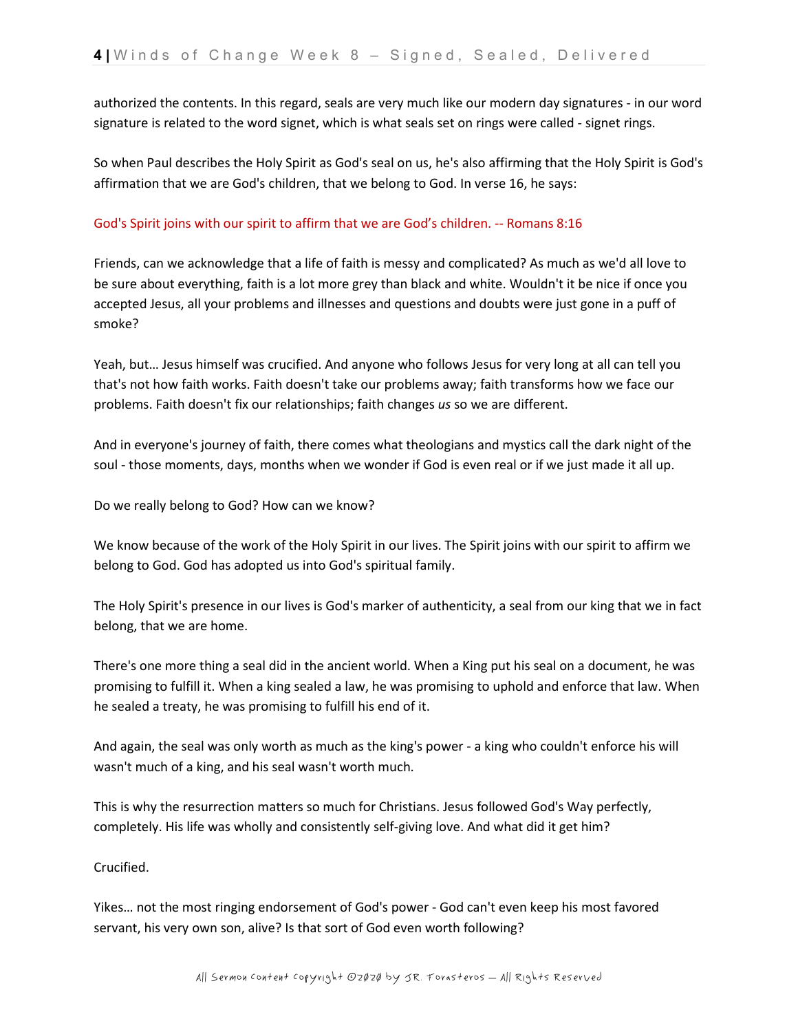authorized the contents. In this regard, seals are very much like our modern day signatures - in our word signature is related to the word signet, which is what seals set on rings were called - signet rings.

So when Paul describes the Holy Spirit as God's seal on us, he's also affirming that the Holy Spirit is God's affirmation that we are God's children, that we belong to God. In verse 16, he says:

God's Spirit joins with our spirit to affirm that we are God's children. -- Romans 8:16

Friends, can we acknowledge that a life of faith is messy and complicated? As much as we'd all love to be sure about everything, faith is a lot more grey than black and white. Wouldn't it be nice if once you accepted Jesus, all your problems and illnesses and questions and doubts were just gone in a puff of smoke?

Yeah, but… Jesus himself was crucified. And anyone who follows Jesus for very long at all can tell you that's not how faith works. Faith doesn't take our problems away; faith transforms how we face our problems. Faith doesn't fix our relationships; faith changes *us* so we are different.

And in everyone's journey of faith, there comes what theologians and mystics call the dark night of the soul - those moments, days, months when we wonder if God is even real or if we just made it all up.

Do we really belong to God? How can we know?

We know because of the work of the Holy Spirit in our lives. The Spirit joins with our spirit to affirm we belong to God. God has adopted us into God's spiritual family.

The Holy Spirit's presence in our lives is God's marker of authenticity, a seal from our king that we in fact belong, that we are home.

There's one more thing a seal did in the ancient world. When a King put his seal on a document, he was promising to fulfill it. When a king sealed a law, he was promising to uphold and enforce that law. When he sealed a treaty, he was promising to fulfill his end of it.

And again, the seal was only worth as much as the king's power - a king who couldn't enforce his will wasn't much of a king, and his seal wasn't worth much.

This is why the resurrection matters so much for Christians. Jesus followed God's Way perfectly, completely. His life was wholly and consistently self-giving love. And what did it get him?

Crucified.

Yikes… not the most ringing endorsement of God's power - God can't even keep his most favored servant, his very own son, alive? Is that sort of God even worth following?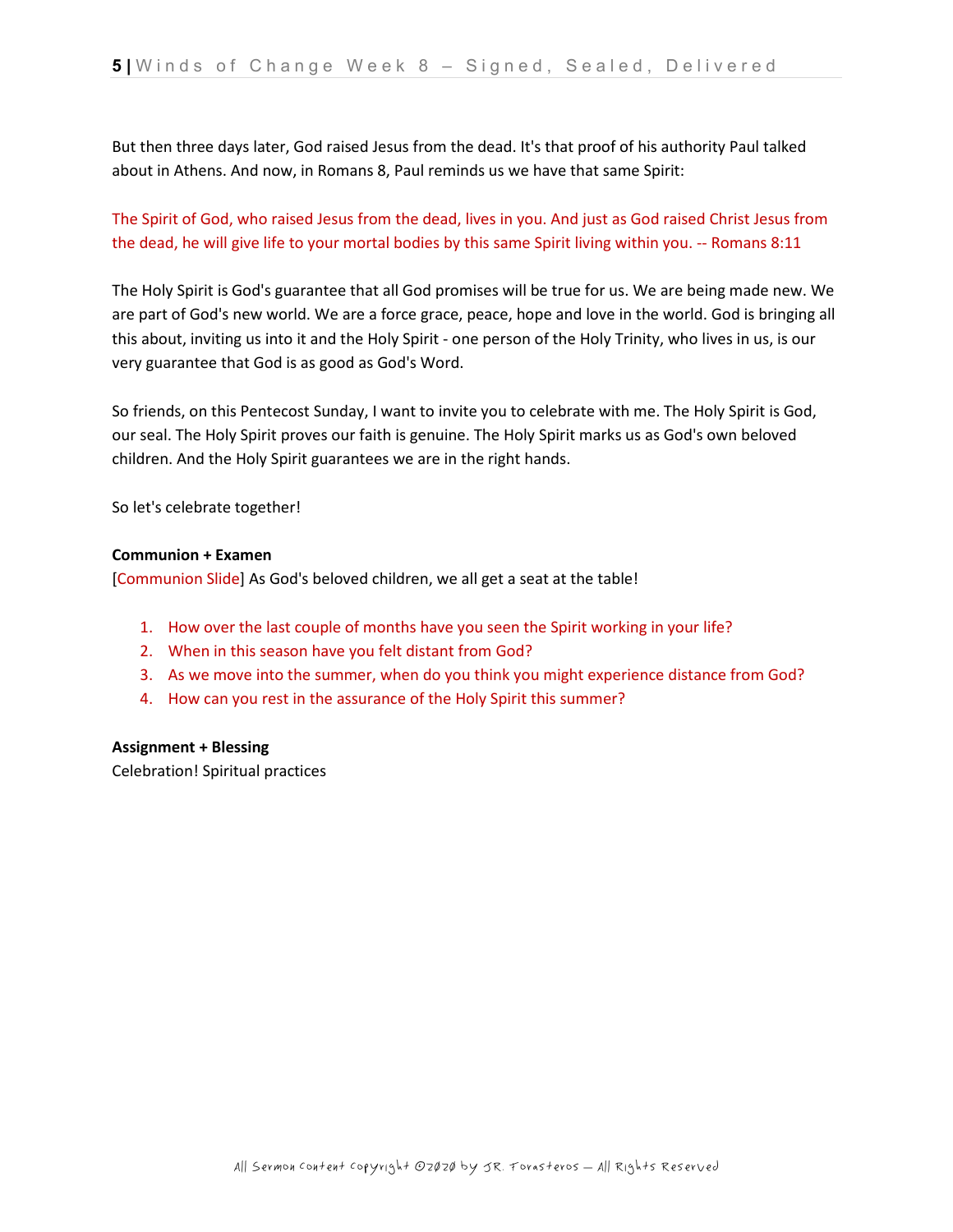But then three days later, God raised Jesus from the dead. It's that proof of his authority Paul talked about in Athens. And now, in Romans 8, Paul reminds us we have that same Spirit:

The Spirit of God, who raised Jesus from the dead, lives in you. And just as God raised Christ Jesus from the dead, he will give life to your mortal bodies by this same Spirit living within you. -- Romans 8:11

The Holy Spirit is God's guarantee that all God promises will be true for us. We are being made new. We are part of God's new world. We are a force grace, peace, hope and love in the world. God is bringing all this about, inviting us into it and the Holy Spirit - one person of the Holy Trinity, who lives in us, is our very guarantee that God is as good as God's Word.

So friends, on this Pentecost Sunday, I want to invite you to celebrate with me. The Holy Spirit is God, our seal. The Holy Spirit proves our faith is genuine. The Holy Spirit marks us as God's own beloved children. And the Holy Spirit guarantees we are in the right hands.

So let's celebrate together!

**Communion + Examen**

[Communion Slide] As God's beloved children, we all get a seat at the table!

1. How over the last couple of months have you seen the Spirit working in your life?
2. When in this season have you felt distant from God?
3. As we move into the summer, when do you think you might experience distance from God?
4. How can you rest in the assurance of the Holy Spirit this summer?

**Assignment + Blessing**

Celebration! Spiritual practices

All Sermon Content Copyright ©2020 by JR. Forasteros – All Rights Reserved